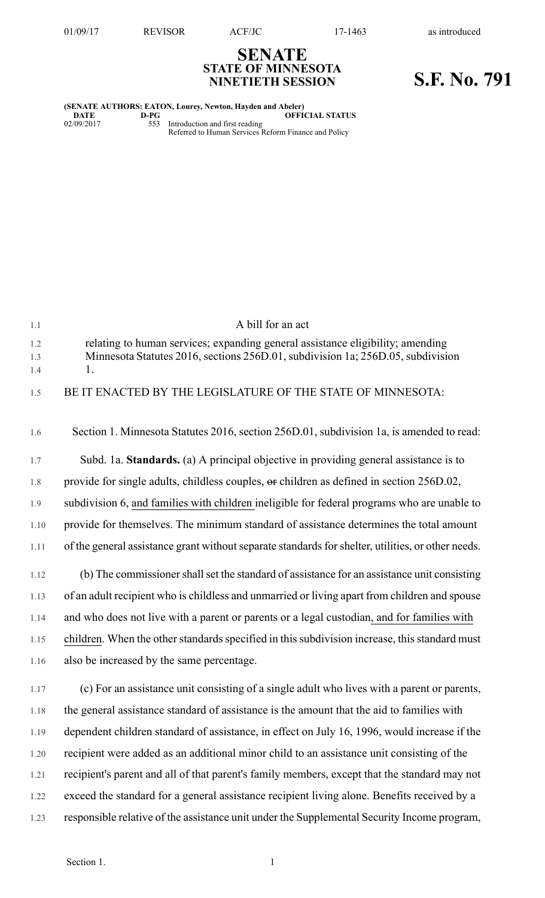01/09/17 REVISOR ACF/JC 17-1463 as introduced

# SENATE
## STATE OF MINNESOTA
## NINETIETH SESSION

# S.F. No. 791

**(SENATE AUTHORS: EATON, Lourey, Newton, Hayden and Abeler)**

| DATE | D-PG | OFFICIAL STATUS |
|---|---|---|
| 02/09/2017 | 553 | Introduction and first reading<br>Referred to Human Services Reform Finance and Policy |

A bill for an act

relating to human services; expanding general assistance eligibility; amending Minnesota Statutes 2016, sections 256D.01, subdivision 1a; 256D.05, subdivision 1.

BE IT ENACTED BY THE LEGISLATURE OF THE STATE OF MINNESOTA:

Section 1. Minnesota Statutes 2016, section 256D.01, subdivision 1a, is amended to read:

Subd. 1a. **Standards.** (a) A principal objective in providing general assistance is to provide for single adults, childless couples, ~~or~~ children as defined in section 256D.02, subdivision 6, and families with children ineligible for federal programs who are unable to provide for themselves. The minimum standard of assistance determines the total amount of the general assistance grant without separate standards for shelter, utilities, or other needs.

(b) The commissioner shall set the standard of assistance for an assistance unit consisting of an adult recipient who is childless and unmarried or living apart from children and spouse and who does not live with a parent or parents or a legal custodian, and for families with children. When the other standards specified in this subdivision increase, this standard must also be increased by the same percentage.

(c) For an assistance unit consisting of a single adult who lives with a parent or parents, the general assistance standard of assistance is the amount that the aid to families with dependent children standard of assistance, in effect on July 16, 1996, would increase if the recipient were added as an additional minor child to an assistance unit consisting of the recipient's parent and all of that parent's family members, except that the standard may not exceed the standard for a general assistance recipient living alone. Benefits received by a responsible relative of the assistance unit under the Supplemental Security Income program,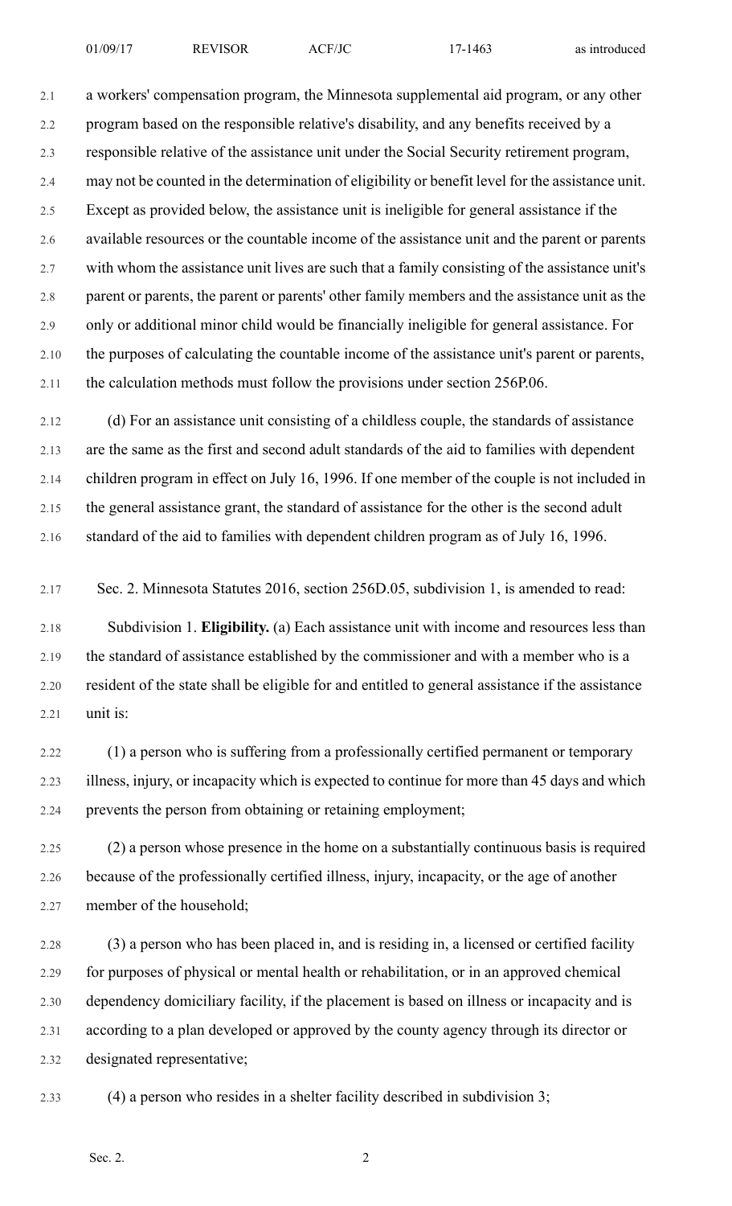a workers' compensation program, the Minnesota supplemental aid program, or any other program based on the responsible relative's disability, and any benefits received by a responsible relative of the assistance unit under the Social Security retirement program, may not be counted in the determination of eligibility or benefit level for the assistance unit. Except as provided below, the assistance unit is ineligible for general assistance if the available resources or the countable income of the assistance unit and the parent or parents with whom the assistance unit lives are such that a family consisting of the assistance unit's parent or parents, the parent or parents' other family members and the assistance unit as the only or additional minor child would be financially ineligible for general assistance. For the purposes of calculating the countable income of the assistance unit's parent or parents, the calculation methods must follow the provisions under section 256P.06.

(d) For an assistance unit consisting of a childless couple, the standards of assistance are the same as the first and second adult standards of the aid to families with dependent children program in effect on July 16, 1996. If one member of the couple is not included in the general assistance grant, the standard of assistance for the other is the second adult standard of the aid to families with dependent children program as of July 16, 1996.

Sec. 2. Minnesota Statutes 2016, section 256D.05, subdivision 1, is amended to read:

Subdivision 1. **Eligibility.** (a) Each assistance unit with income and resources less than the standard of assistance established by the commissioner and with a member who is a resident of the state shall be eligible for and entitled to general assistance if the assistance unit is:

(1) a person who is suffering from a professionally certified permanent or temporary illness, injury, or incapacity which is expected to continue for more than 45 days and which prevents the person from obtaining or retaining employment;

(2) a person whose presence in the home on a substantially continuous basis is required because of the professionally certified illness, injury, incapacity, or the age of another member of the household;

(3) a person who has been placed in, and is residing in, a licensed or certified facility for purposes of physical or mental health or rehabilitation, or in an approved chemical dependency domiciliary facility, if the placement is based on illness or incapacity and is according to a plan developed or approved by the county agency through its director or designated representative;

(4) a person who resides in a shelter facility described in subdivision 3;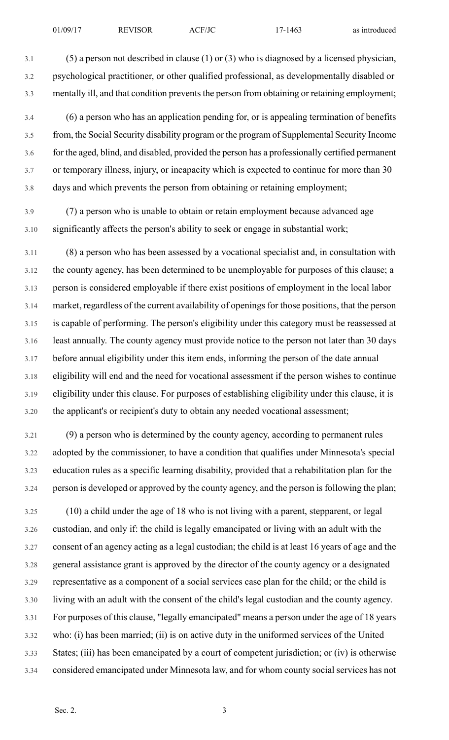(5) a person not described in clause (1) or (3) who is diagnosed by a licensed physician, psychological practitioner, or other qualified professional, as developmentally disabled or mentally ill, and that condition prevents the person from obtaining or retaining employment;

(6) a person who has an application pending for, or is appealing termination of benefits from, the Social Security disability program or the program of Supplemental Security Income for the aged, blind, and disabled, provided the person has a professionally certified permanent or temporary illness, injury, or incapacity which is expected to continue for more than 30 days and which prevents the person from obtaining or retaining employment;

(7) a person who is unable to obtain or retain employment because advanced age significantly affects the person's ability to seek or engage in substantial work;

(8) a person who has been assessed by a vocational specialist and, in consultation with the county agency, has been determined to be unemployable for purposes of this clause; a person is considered employable if there exist positions of employment in the local labor market, regardless of the current availability of openings for those positions, that the person is capable of performing. The person's eligibility under this category must be reassessed at least annually. The county agency must provide notice to the person not later than 30 days before annual eligibility under this item ends, informing the person of the date annual eligibility will end and the need for vocational assessment if the person wishes to continue eligibility under this clause. For purposes of establishing eligibility under this clause, it is the applicant's or recipient's duty to obtain any needed vocational assessment;

(9) a person who is determined by the county agency, according to permanent rules adopted by the commissioner, to have a condition that qualifies under Minnesota's special education rules as a specific learning disability, provided that a rehabilitation plan for the person is developed or approved by the county agency, and the person is following the plan;

(10) a child under the age of 18 who is not living with a parent, stepparent, or legal custodian, and only if: the child is legally emancipated or living with an adult with the consent of an agency acting as a legal custodian; the child is at least 16 years of age and the general assistance grant is approved by the director of the county agency or a designated representative as a component of a social services case plan for the child; or the child is living with an adult with the consent of the child's legal custodian and the county agency. For purposes of this clause, "legally emancipated" means a person under the age of 18 years who: (i) has been married; (ii) is on active duty in the uniformed services of the United States; (iii) has been emancipated by a court of competent jurisdiction; or (iv) is otherwise considered emancipated under Minnesota law, and for whom county social services has not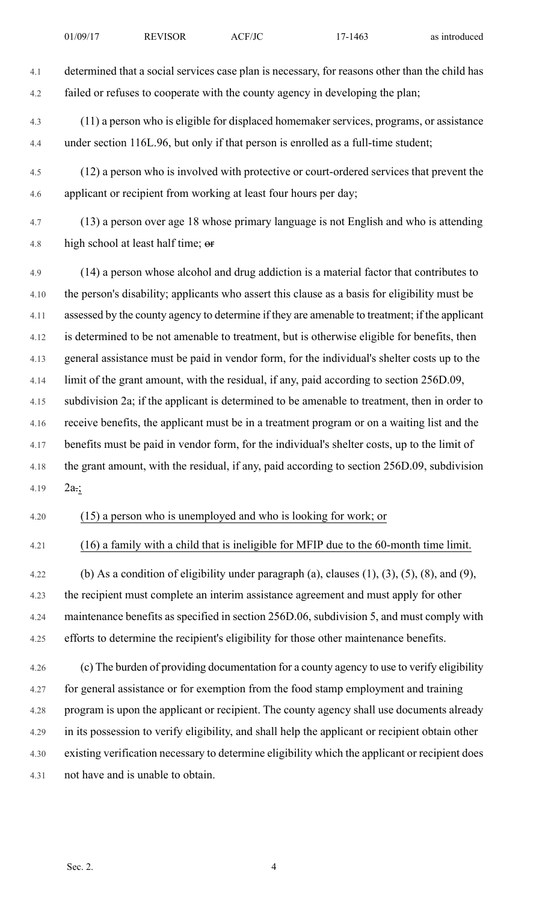determined that a social services case plan is necessary, for reasons other than the child has failed or refuses to cooperate with the county agency in developing the plan;

(11) a person who is eligible for displaced homemaker services, programs, or assistance under section 116L.96, but only if that person is enrolled as a full-time student;

(12) a person who is involved with protective or court-ordered services that prevent the applicant or recipient from working at least four hours per day;

(13) a person over age 18 whose primary language is not English and who is attending high school at least half time; ~~or~~

(14) a person whose alcohol and drug addiction is a material factor that contributes to the person's disability; applicants who assert this clause as a basis for eligibility must be assessed by the county agency to determine if they are amenable to treatment; if the applicant is determined to be not amenable to treatment, but is otherwise eligible for benefits, then general assistance must be paid in vendor form, for the individual's shelter costs up to the limit of the grant amount, with the residual, if any, paid according to section 256D.09, subdivision 2a; if the applicant is determined to be amenable to treatment, then in order to receive benefits, the applicant must be in a treatment program or on a waiting list and the benefits must be paid in vendor form, for the individual's shelter costs, up to the limit of the grant amount, with the residual, if any, paid according to section 256D.09, subdivision 2a~~.~~;

(15) a person who is unemployed and who is looking for work; or

(16) a family with a child that is ineligible for MFIP due to the 60-month time limit.

(b) As a condition of eligibility under paragraph (a), clauses (1), (3), (5), (8), and (9), the recipient must complete an interim assistance agreement and must apply for other maintenance benefits as specified in section 256D.06, subdivision 5, and must comply with efforts to determine the recipient's eligibility for those other maintenance benefits.

(c) The burden of providing documentation for a county agency to use to verify eligibility for general assistance or for exemption from the food stamp employment and training program is upon the applicant or recipient. The county agency shall use documents already in its possession to verify eligibility, and shall help the applicant or recipient obtain other existing verification necessary to determine eligibility which the applicant or recipient does not have and is unable to obtain.